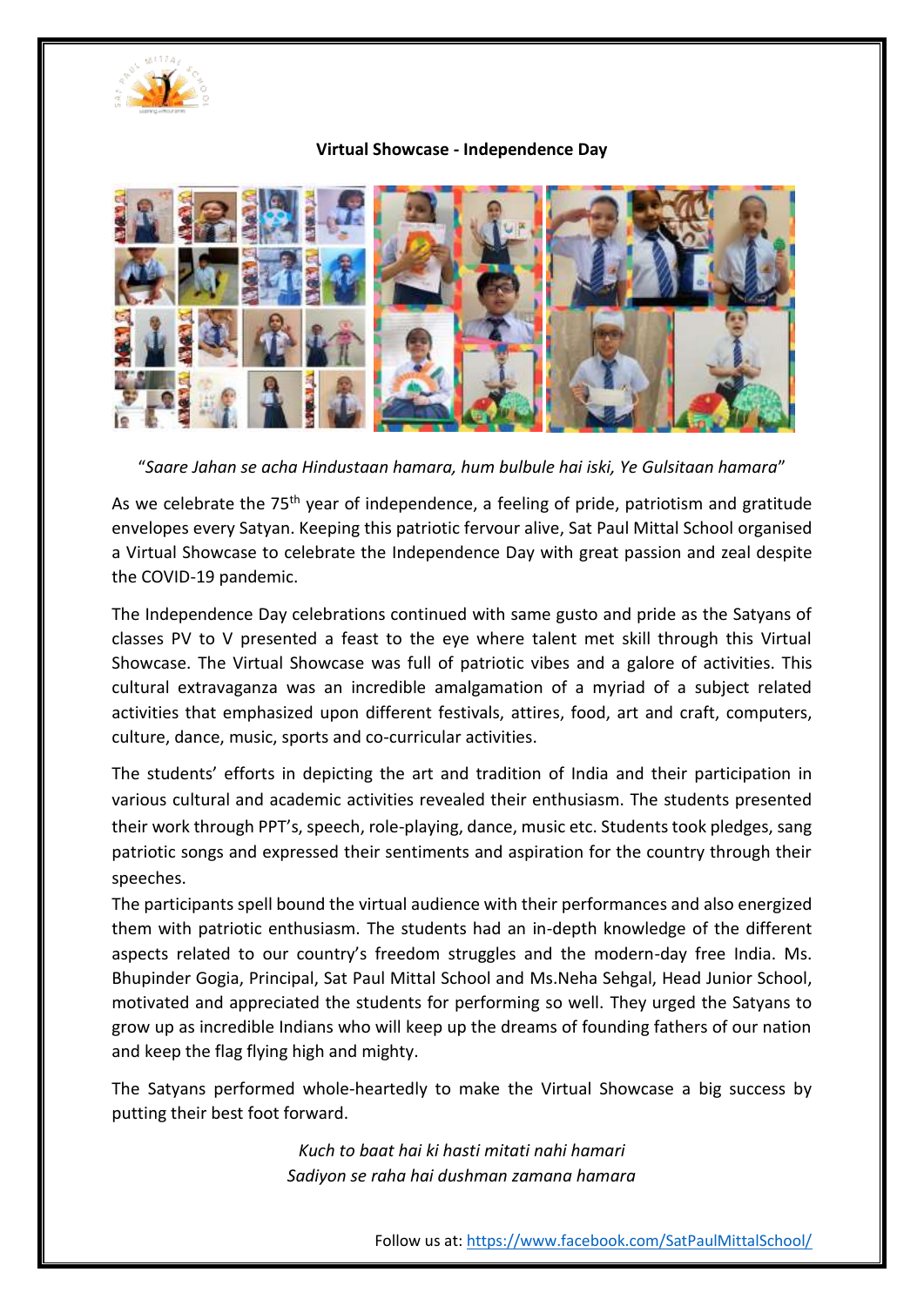**Virtual Showcase - Independence Day**

"*Saare Jahan se acha Hindustaan hamara, hum bulbule hai iski, Ye Gulsitaan hamara*"

As we celebrate the 75th year of independence, a feeling of pride, patriotism and gratitude envelopes every Satyan. Keeping this patriotic fervour alive, Sat Paul Mittal School organised a Virtual Showcase to celebrate the Independence Day with great passion and zeal despite the COVID-19 pandemic.

The Independence Day celebrations continued with same gusto and pride as the Satyans of classes PV to V presented a feast to the eye where talent met skill through this Virtual Showcase. The Virtual Showcase was full of patriotic vibes and a galore of activities. This cultural extravaganza was an incredible amalgamation of a myriad of a subject related activities that emphasized upon different festivals, attires, food, art and craft, computers, culture, dance, music, sports and co-curricular activities.

The students' efforts in depicting the art and tradition of India and their participation in various cultural and academic activities revealed their enthusiasm. The students presented their work through PPT's, speech, role-playing, dance, music etc. Students took pledges, sang patriotic songs and expressed their sentiments and aspiration for the country through their speeches.

The participants spell bound the virtual audience with their performances and also energized them with patriotic enthusiasm. The students had an in-depth knowledge of the different aspects related to our country's freedom struggles and the modern-day free India. Ms. Bhupinder Gogia, Principal, Sat Paul Mittal School and Ms.Neha Sehgal, Head Junior School, motivated and appreciated the students for performing so well. They urged the Satyans to grow up as incredible Indians who will keep up the dreams of founding fathers of our nation and keep the flag flying high and mighty.

The Satyans performed whole-heartedly to make the Virtual Showcase a big success by putting their best foot forward.

*Kuch to baat hai ki hasti mitati nahi hamari*
*Sadiyon se raha hai dushman zamana hamara*

Follow us at: https://www.facebook.com/SatPaulMittalSchool/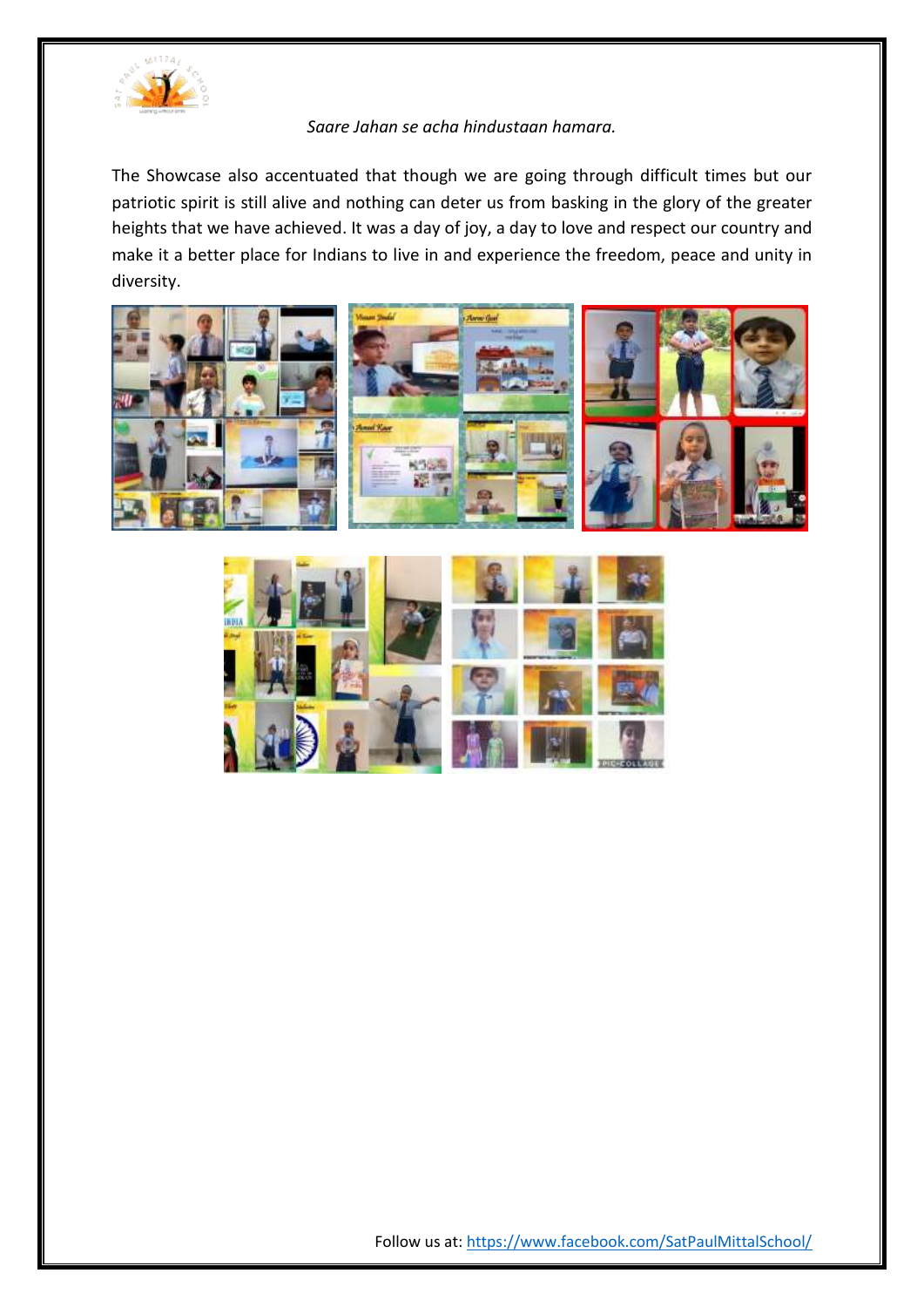*Saare Jahan se acha hindustaan hamara.*

The Showcase also accentuated that though we are going through difficult times but our patriotic spirit is still alive and nothing can deter us from basking in the glory of the greater heights that we have achieved. It was a day of joy, a day to love and respect our country and make it a better place for Indians to live in and experience the freedom, peace and unity in diversity.

Follow us at: https://www.facebook.com/SatPaulMittalSchool/